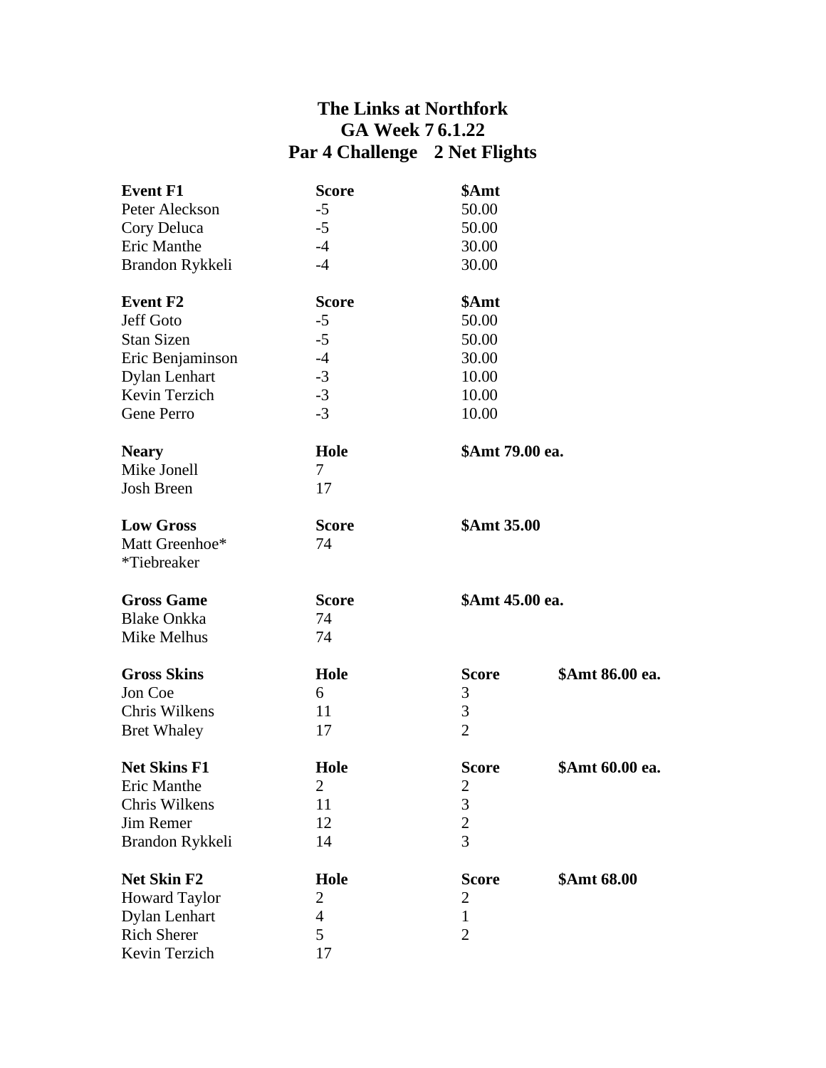# The Links at Northfork
## GA Week 7 6.1.22
## Par 4 Challenge 2 Net Flights

| **Event F1** | **Score** | **$Amt** |
|---|---|---|
| Peter Aleckson | -5 | 50.00 |
| Cory Deluca | -5 | 50.00 |
| Eric Manthe | -4 | 30.00 |
| Brandon Rykkeli | -4 | 30.00 |

| **Event F2** | **Score** | **$Amt** |
|---|---|---|
| Jeff Goto | -5 | 50.00 |
| Stan Sizen | -5 | 50.00 |
| Eric Benjaminson | -4 | 30.00 |
| Dylan Lenhart | -3 | 10.00 |
| Kevin Terzich | -3 | 10.00 |
| Gene Perro | -3 | 10.00 |

| **Neary** | **Hole** | **$Amt 79.00 ea.** |
|---|---|---|
| Mike Jonell | 7 | |
| Josh Breen | 17 | |

| **Low Gross** | **Score** | **$Amt 35.00** |
|---|---|---|
| Matt Greenhoe* | 74 | |
| *Tiebreaker | | |

| **Gross Game** | **Score** | **$Amt 45.00 ea.** |
|---|---|---|
| Blake Onkka | 74 | |
| Mike Melhus | 74 | |

| **Gross Skins** | **Hole** | **Score** | **$Amt 86.00 ea.** |
|---|---|---|---|
| Jon Coe | 6 | 3 | |
| Chris Wilkens | 11 | 3 | |
| Bret Whaley | 17 | 2 | |

| **Net Skins F1** | **Hole** | **Score** | **$Amt 60.00 ea.** |
|---|---|---|---|
| Eric Manthe | 2 | 2 | |
| Chris Wilkens | 11 | 3 | |
| Jim Remer | 12 | 2 | |
| Brandon Rykkeli | 14 | 3 | |

| **Net Skin F2** | **Hole** | **Score** | **$Amt 68.00** |
|---|---|---|---|
| Howard Taylor | 2 | 2 | |
| Dylan Lenhart | 4 | 1 | |
| Rich Sherer | 5 | 2 | |
| Kevin Terzich | 17 | | |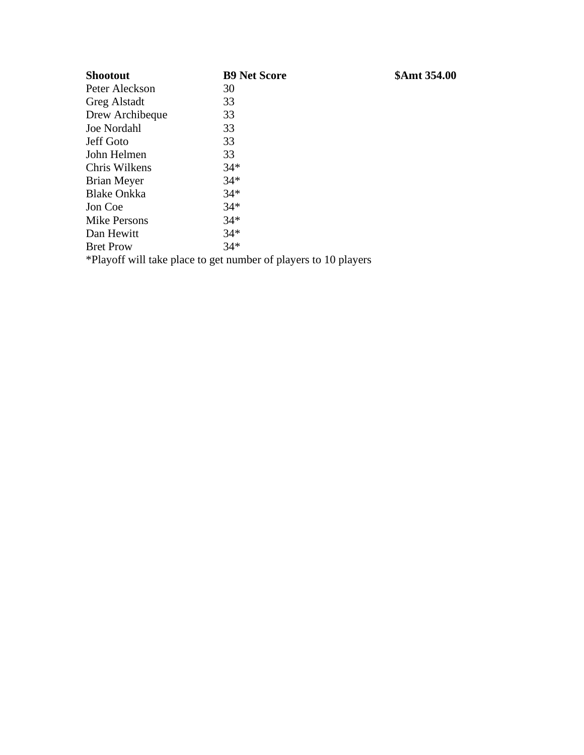| Shootout | B9 Net Score | $Amt 354.00 |
|---|---|---|
| Peter Aleckson | 30 | |
| Greg Alstadt | 33 | |
| Drew Archibeque | 33 | |
| Joe Nordahl | 33 | |
| Jeff Goto | 33 | |
| John Helmen | 33 | |
| Chris Wilkens | 34* | |
| Brian Meyer | 34* | |
| Blake Onkka | 34* | |
| Jon Coe | 34* | |
| Mike Persons | 34* | |
| Dan Hewitt | 34* | |
| Bret Prow | 34* | |

*Playoff will take place to get number of players to 10 players